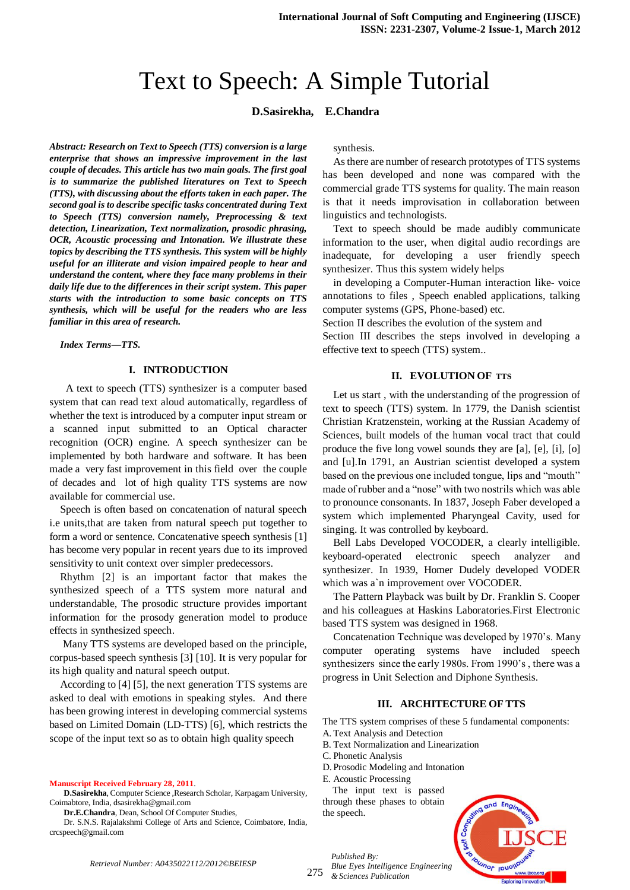# Text to Speech: A Simple Tutorial

**D.Sasirekha, E.Chandra**

***Abstract: Research on Text to Speech (TTS) conversion is a large enterprise that shows an impressive improvement in the last couple of decades. This article has two main goals. The first goal is to summarize the published literatures on Text to Speech (TTS), with discussing about the efforts taken in each paper. The second goal is to describe specific tasks concentrated during Text to Speech (TTS) conversion namely, Preprocessing & text detection, Linearization, Text normalization, prosodic phrasing, OCR, Acoustic processing and Intonation. We illustrate these topics by describing the TTS synthesis. This system will be highly useful for an illiterate and vision impaired people to hear and understand the content, where they face many problems in their daily life due to the differences in their script system. This paper starts with the introduction to some basic concepts on TTS synthesis, which will be useful for the readers who are less familiar in this area of research.***

***Index Terms—TTS.***

## I. INTRODUCTION

A text to speech (TTS) synthesizer is a computer based system that can read text aloud automatically, regardless of whether the text is introduced by a computer input stream or a scanned input submitted to an Optical character recognition (OCR) engine. A speech synthesizer can be implemented by both hardware and software. It has been made a very fast improvement in this field over the couple of decades and lot of high quality TTS systems are now available for commercial use.

Speech is often based on concatenation of natural speech i.e units,that are taken from natural speech put together to form a word or sentence. Concatenative speech synthesis [1] has become very popular in recent years due to its improved sensitivity to unit context over simpler predecessors.

Rhythm [2] is an important factor that makes the synthesized speech of a TTS system more natural and understandable, The prosodic structure provides important information for the prosody generation model to produce effects in synthesized speech.

Many TTS systems are developed based on the principle, corpus-based speech synthesis [3] [10]. It is very popular for its high quality and natural speech output.

According to [4] [5], the next generation TTS systems are asked to deal with emotions in speaking styles. And there has been growing interest in developing commercial systems based on Limited Domain (LD-TTS) [6], which restricts the scope of the input text so as to obtain high quality speech synthesis.

As there are number of research prototypes of TTS systems has been developed and none was compared with the commercial grade TTS systems for quality. The main reason is that it needs improvisation in collaboration between linguistics and technologists.

Text to speech should be made audibly communicate information to the user, when digital audio recordings are inadequate, for developing a user friendly speech synthesizer. Thus this system widely helps

in developing a Computer-Human interaction like- voice annotations to files , Speech enabled applications, talking computer systems (GPS, Phone-based) etc.

Section II describes the evolution of the system and

Section III describes the steps involved in developing a effective text to speech (TTS) system..

## II. EVOLUTION OF TTS

Let us start , with the understanding of the progression of text to speech (TTS) system. In 1779, the Danish scientist Christian Kratzenstein, working at the Russian Academy of Sciences, built models of the human vocal tract that could produce the five long vowel sounds they are [a], [e], [i], [o] and [u].In 1791, an Austrian scientist developed a system based on the previous one included tongue, lips and "mouth" made of rubber and a "nose" with two nostrils which was able to pronounce consonants. In 1837, Joseph Faber developed a system which implemented Pharyngeal Cavity, used for singing. It was controlled by keyboard.

Bell Labs Developed VOCODER, a clearly intelligible. keyboard-operated electronic speech analyzer and synthesizer. In 1939, Homer Dudely developed VODER which was a`n improvement over VOCODER.

The Pattern Playback was built by Dr. Franklin S. Cooper and his colleagues at Haskins Laboratories.First Electronic based TTS system was designed in 1968.

Concatenation Technique was developed by 1970's. Many computer operating systems have included speech synthesizers since the early 1980s. From 1990's , there was a progress in Unit Selection and Diphone Synthesis.

## III. ARCHITECTURE OF TTS

The TTS system comprises of these 5 fundamental components:

A. Text Analysis and Detection
B. Text Normalization and Linearization
C. Phonetic Analysis
D. Prosodic Modeling and Intonation
E. Acoustic Processing

The input text is passed through these phases to obtain the speech.

---

**Manuscript Received February 28, 2011.**

**D.Sasirekha**, Computer Science ,Research Scholar, Karpagam University, Coimbatore, India, dsasirekha@gmail.com

**Dr.E.Chandra**, Dean, School Of Computer Studies,

Dr. S.N.S. Rajalakshmi College of Arts and Science, Coimbatore, India, crcspeech@gmail.com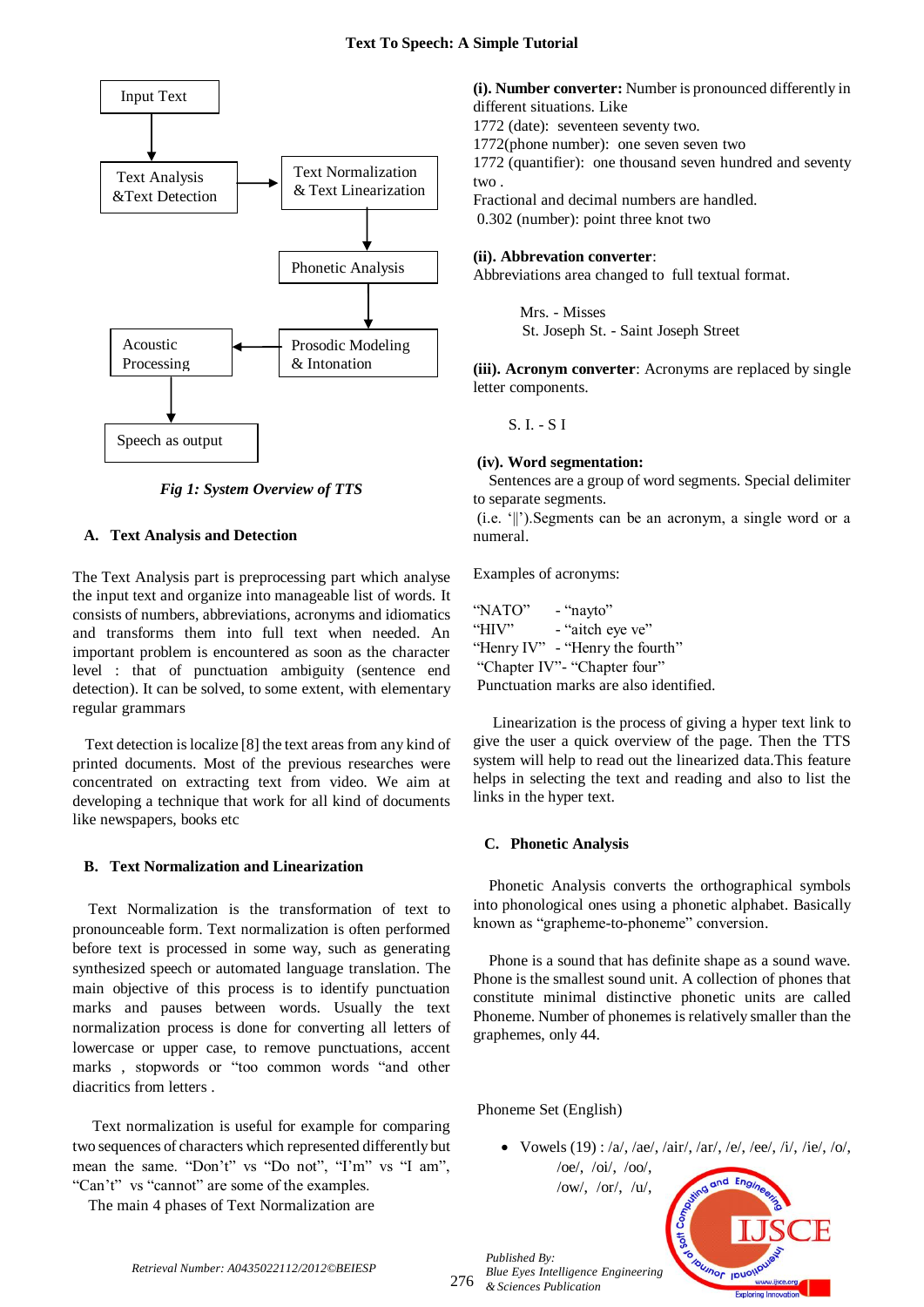Input Text → Text Analysis &Text Detection → Text Normalization & Text Linearization → Phonetic Analysis → Prosodic Modeling & Intonation → Acoustic Processing → Speech as output

*Fig 1: System Overview of TTS*

### A. Text Analysis and Detection

The Text Analysis part is preprocessing part which analyse the input text and organize into manageable list of words. It consists of numbers, abbreviations, acronyms and idiomatics and transforms them into full text when needed. An important problem is encountered as soon as the character level : that of punctuation ambiguity (sentence end detection). It can be solved, to some extent, with elementary regular grammars

Text detection is localize [8] the text areas from any kind of printed documents. Most of the previous researches were concentrated on extracting text from video. We aim at developing a technique that work for all kind of documents like newspapers, books etc

### B. Text Normalization and Linearization

Text Normalization is the transformation of text to pronounceable form. Text normalization is often performed before text is processed in some way, such as generating synthesized speech or automated language translation. The main objective of this process is to identify punctuation marks and pauses between words. Usually the text normalization process is done for converting all letters of lowercase or upper case, to remove punctuations, accent marks , stopwords or "too common words "and other diacritics from letters .

Text normalization is useful for example for comparing two sequences of characters which represented differently but mean the same. "Don't" vs "Do not", "I'm" vs "I am", "Can't" vs "cannot" are some of the examples.

The main 4 phases of Text Normalization are

**(i). Number converter:** Number is pronounced differently in different situations. Like

1772 (date): seventeen seventy two.

1772(phone number): one seven seven two

1772 (quantifier): one thousand seven hundred and seventy two .

Fractional and decimal numbers are handled.

0.302 (number): point three knot two

**(ii). Abbrevation converter**:

Abbreviations area changed to full textual format.

Mrs. - Misses

St. Joseph St. - Saint Joseph Street

**(iii). Acronym converter**: Acronyms are replaced by single letter components.

S. I. - S I

**(iv). Word segmentation:**

Sentences are a group of word segments. Special delimiter to separate segments.

(i.e. '||').Segments can be an acronym, a single word or a numeral.

Examples of acronyms:

"NATO" - "nayto"

"HIV" - "aitch eye ve"

"Henry IV" - "Henry the fourth"

"Chapter IV"- "Chapter four"

Punctuation marks are also identified.

Linearization is the process of giving a hyper text link to give the user a quick overview of the page. Then the TTS system will help to read out the linearized data.This feature helps in selecting the text and reading and also to list the links in the hyper text.

### C. Phonetic Analysis

Phonetic Analysis converts the orthographical symbols into phonological ones using a phonetic alphabet. Basically known as "grapheme-to-phoneme" conversion.

Phone is a sound that has definite shape as a sound wave. Phone is the smallest sound unit. A collection of phones that constitute minimal distinctive phonetic units are called Phoneme. Number of phonemes is relatively smaller than the graphemes, only 44.

Phoneme Set (English)

- Vowels (19) : /a/, /ae/, /air/, /ar/, /e/, /ee/, /i/, /ie/, /o/, /oe/, /oi/, /oo/, /ow/, /or/, /u/,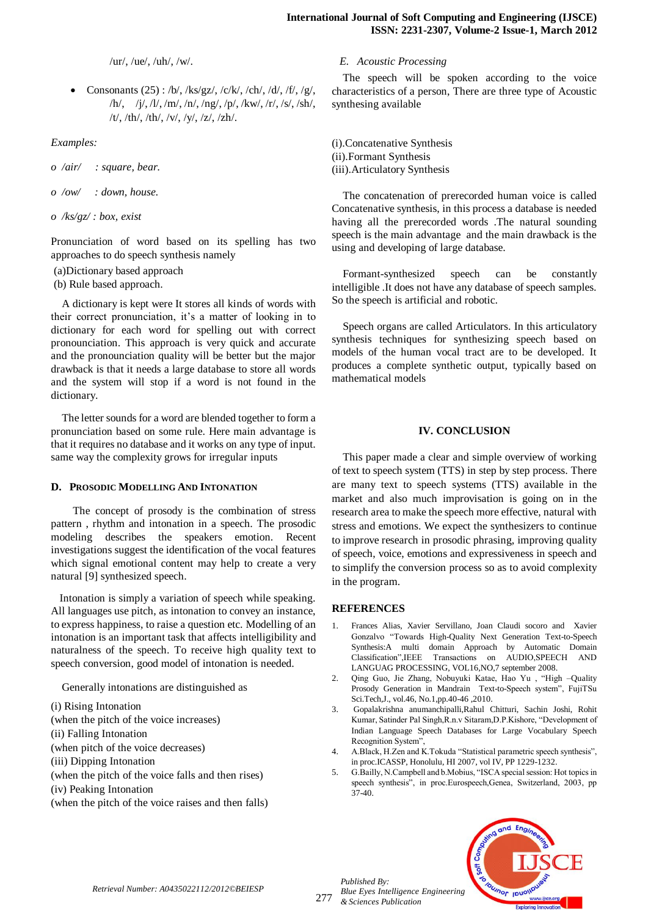/ur/, /ue/, /uh/, /w/.

- Consonants (25) : /b/, /ks/gz/, /c/k/, /ch/, /d/, /f/, /g/, /h/, /j/, /l/, /m/, /n/, /ng/, /p/, /kw/, /r/, /s/, /sh/, /t/, /th/, /th/, /v/, /y/, /z/, /zh/.

*Examples:*

- *o /air/ : square, bear.*
- *o /ow/ : down, house.*
- *o /ks/gz/ : box, exist*

Pronunciation of word based on its spelling has two approaches to do speech synthesis namely

(a)Dictionary based approach
(b) Rule based approach.

A dictionary is kept were It stores all kinds of words with their correct pronunciation, it's a matter of looking in to dictionary for each word for spelling out with correct pronounciation. This approach is very quick and accurate and the pronounciation quality will be better but the major drawback is that it needs a large database to store all words and the system will stop if a word is not found in the dictionary.

The letter sounds for a word are blended together to form a pronunciation based on some rule. Here main advantage is that it requires no database and it works on any type of input. same way the complexity grows for irregular inputs

### D. Prosodic Modelling And Intonation

The concept of prosody is the combination of stress pattern , rhythm and intonation in a speech. The prosodic modeling describes the speakers emotion. Recent investigations suggest the identification of the vocal features which signal emotional content may help to create a very natural [9] synthesized speech.

Intonation is simply a variation of speech while speaking. All languages use pitch, as intonation to convey an instance, to express happiness, to raise a question etc. Modelling of an intonation is an important task that affects intelligibility and naturalness of the speech. To receive high quality text to speech conversion, good model of intonation is needed.

Generally intonations are distinguished as

(i) Rising Intonation
(when the pitch of the voice increases)
(ii) Falling Intonation
(when pitch of the voice decreases)
(iii) Dipping Intonation
(when the pitch of the voice falls and then rises)
(iv) Peaking Intonation
(when the pitch of the voice raises and then falls)

### E. Acoustic Processing

The speech will be spoken according to the voice characteristics of a person, There are three type of Acoustic synthesing available

(i).Concatenative Synthesis
(ii).Formant Synthesis
(iii).Articulatory Synthesis

The concatenation of prerecorded human voice is called Concatenative synthesis, in this process a database is needed having all the prerecorded words .The natural sounding speech is the main advantage and the main drawback is the using and developing of large database.

Formant-synthesized speech can be constantly intelligible .It does not have any database of speech samples. So the speech is artificial and robotic.

Speech organs are called Articulators. In this articulatory synthesis techniques for synthesizing speech based on models of the human vocal tract are to be developed. It produces a complete synthetic output, typically based on mathematical models

## IV. CONCLUSION

This paper made a clear and simple overview of working of text to speech system (TTS) in step by step process. There are many text to speech systems (TTS) available in the market and also much improvisation is going on in the research area to make the speech more effective, natural with stress and emotions. We expect the synthesizers to continue to improve research in prosodic phrasing, improving quality of speech, voice, emotions and expressiveness in speech and to simplify the conversion process so as to avoid complexity in the program.

## REFERENCES

1. Frances Alias, Xavier Servillano, Joan Claudi socoro and Xavier Gonzalvo "Towards High-Quality Next Generation Text-to-Speech Synthesis:A multi domain Approach by Automatic Domain Classification",IEEE Transactions on AUDIO,SPEECH AND LANGUAG PROCESSING, VOL16,NO,7 september 2008.
2. Qing Guo, Jie Zhang, Nobuyuki Katae, Hao Yu , "High –Quality Prosody Generation in Mandrain Text-to-Speech system", FujiTSu Sci.Tech,J., vol.46, No.1,pp.40-46 ,2010.
3. Gopalakrishna anumanchipalli,Rahul Chitturi, Sachin Joshi, Rohit Kumar, Satinder Pal Singh,R.n.v Sitaram,D.P.Kishore, "Development of Indian Language Speech Databases for Large Vocabulary Speech Recognition System",
4. A.Black, H.Zen and K.Tokuda "Statistical parametric speech synthesis", in proc.ICASSP, Honolulu, HI 2007, vol IV, PP 1229-1232.
5. G.Bailly, N.Campbell and b.Mobius, "ISCA special session: Hot topics in speech synthesis", in proc.Eurospeech,Genea, Switzerland, 2003, pp 37-40.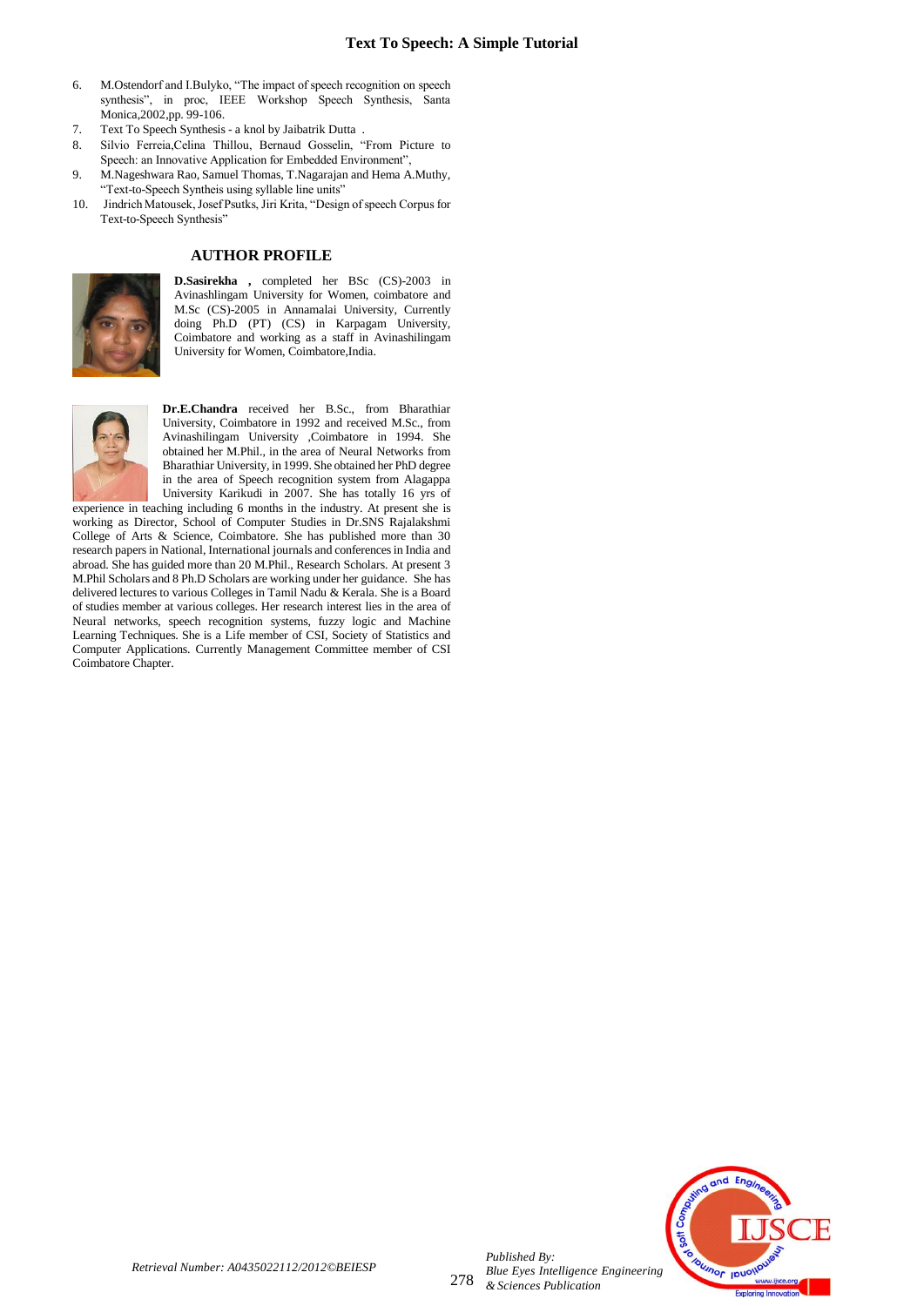6. M.Ostendorf and I.Bulyko, "The impact of speech recognition on speech synthesis", in proc, IEEE Workshop Speech Synthesis, Santa Monica,2002,pp. 99-106.
7. Text To Speech Synthesis - a knol by Jaibatrik Dutta .
8. Silvio Ferreia,Celina Thillou, Bernaud Gosselin, "From Picture to Speech: an Innovative Application for Embedded Environment",
9. M.Nageshwara Rao, Samuel Thomas, T.Nagarajan and Hema A.Muthy, "Text-to-Speech Syntheis using syllable line units"
10. Jindrich Matousek, Josef Psutks, Jiri Krita, "Design of speech Corpus for Text-to-Speech Synthesis"

## AUTHOR PROFILE

**D.Sasirekha ,** completed her BSc (CS)-2003 in Avinashlingam University for Women, coimbatore and M.Sc (CS)-2005 in Annamalai University, Currently doing Ph.D (PT) (CS) in Karpagam University, Coimbatore and working as a staff in Avinashilingam University for Women, Coimbatore,India.

**Dr.E.Chandra** received her B.Sc., from Bharathiar University, Coimbatore in 1992 and received M.Sc., from Avinashilingam University ,Coimbatore in 1994. She obtained her M.Phil., in the area of Neural Networks from Bharathiar University, in 1999. She obtained her PhD degree in the area of Speech recognition system from Alagappa University Karikudi in 2007. She has totally 16 yrs of experience in teaching including 6 months in the industry. At present she is working as Director, School of Computer Studies in Dr.SNS Rajalakshmi College of Arts & Science, Coimbatore. She has published more than 30 research papers in National, International journals and conferences in India and abroad. She has guided more than 20 M.Phil., Research Scholars. At present 3 M.Phil Scholars and 8 Ph.D Scholars are working under her guidance. She has delivered lectures to various Colleges in Tamil Nadu & Kerala. She is a Board of studies member at various colleges. Her research interest lies in the area of Neural networks, speech recognition systems, fuzzy logic and Machine Learning Techniques. She is a Life member of CSI, Society of Statistics and Computer Applications. Currently Management Committee member of CSI Coimbatore Chapter.